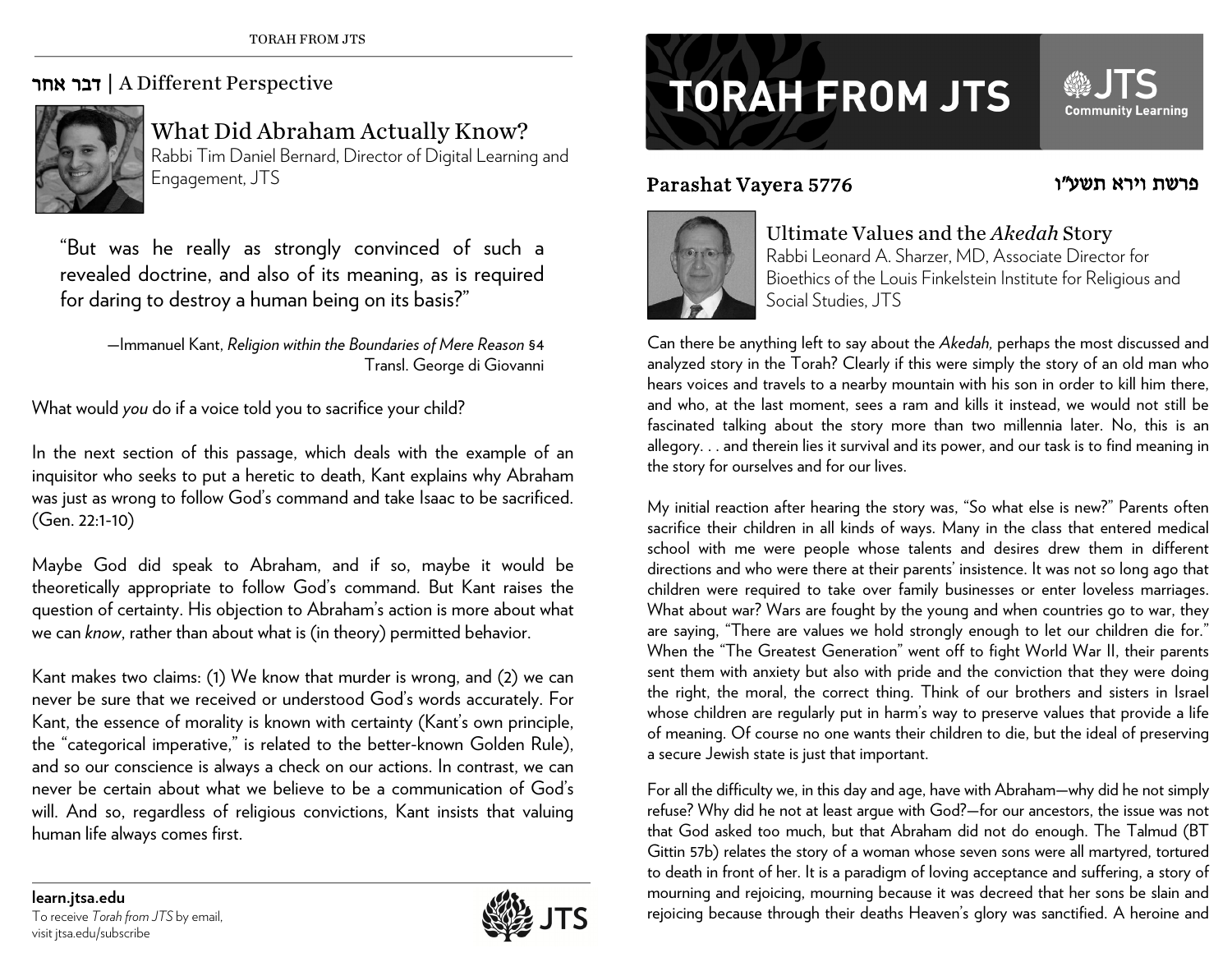## דבר אחר | A Different Perspective

### What Did Abraham Actually Know?

Rabbi Tim Daniel Bernard, Director of Digital Learning and Engagement, JTS

> "But was he really as strongly convinced of such a revealed doctrine, and also of its meaning, as is required for daring to destroy a human being on its basis?"
>
> —Immanuel Kant, *Religion within the Boundaries of Mere Reason* §4
> Transl. George di Giovanni

What would *you* do if a voice told you to sacrifice your child?

In the next section of this passage, which deals with the example of an inquisitor who seeks to put a heretic to death, Kant explains why Abraham was just as wrong to follow God's command and take Isaac to be sacrificed. (Gen. 22:1-10)

Maybe God did speak to Abraham, and if so, maybe it would be theoretically appropriate to follow God's command. But Kant raises the question of certainty. His objection to Abraham's action is more about what we can *know*, rather than about what is (in theory) permitted behavior.

Kant makes two claims: (1) We know that murder is wrong, and (2) we can never be sure that we received or understood God's words accurately. For Kant, the essence of morality is known with certainty (Kant's own principle, the "categorical imperative," is related to the better-known Golden Rule), and so our conscience is always a check on our actions. In contrast, we can never be certain about what we believe to be a communication of God's will. And so, regardless of religious convictions, Kant insists that valuing human life always comes first.

**learn.jtsa.edu**
To receive *Torah from JTS* by email, visit jtsa.edu/subscribe

# TORAH FROM JTS

JTS Community Learning

## Parashat Vayera 5776 — פרשת וירא תשע"ו

### Ultimate Values and the *Akedah* Story

Rabbi Leonard A. Sharzer, MD, Associate Director for Bioethics of the Louis Finkelstein Institute for Religious and Social Studies, JTS

Can there be anything left to say about the *Akedah,* perhaps the most discussed and analyzed story in the Torah? Clearly if this were simply the story of an old man who hears voices and travels to a nearby mountain with his son in order to kill him there, and who, at the last moment, sees a ram and kills it instead, we would not still be fascinated talking about the story more than two millennia later. No, this is an allegory. . . and therein lies it survival and its power, and our task is to find meaning in the story for ourselves and for our lives.

My initial reaction after hearing the story was, "So what else is new?" Parents often sacrifice their children in all kinds of ways. Many in the class that entered medical school with me were people whose talents and desires drew them in different directions and who were there at their parents' insistence. It was not so long ago that children were required to take over family businesses or enter loveless marriages. What about war? Wars are fought by the young and when countries go to war, they are saying, "There are values we hold strongly enough to let our children die for." When the "The Greatest Generation" went off to fight World War II, their parents sent them with anxiety but also with pride and the conviction that they were doing the right, the moral, the correct thing. Think of our brothers and sisters in Israel whose children are regularly put in harm's way to preserve values that provide a life of meaning. Of course no one wants their children to die, but the ideal of preserving a secure Jewish state is just that important.

For all the difficulty we, in this day and age, have with Abraham—why did he not simply refuse? Why did he not at least argue with God?—for our ancestors, the issue was not that God asked too much, but that Abraham did not do enough. The Talmud (BT Gittin 57b) relates the story of a woman whose seven sons were all martyred, tortured to death in front of her. It is a paradigm of loving acceptance and suffering, a story of mourning and rejoicing, mourning because it was decreed that her sons be slain and rejoicing because through their deaths Heaven's glory was sanctified. A heroine and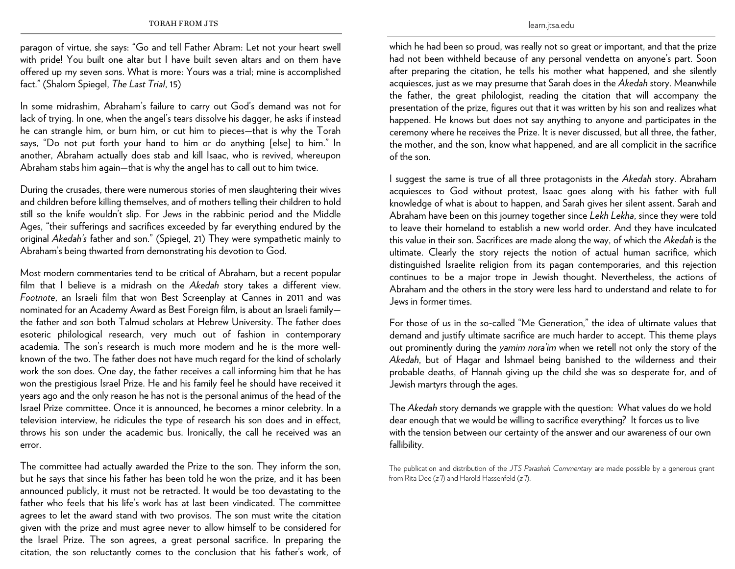paragon of virtue, she says: "Go and tell Father Abram: Let not your heart swell with pride! You built one altar but I have built seven altars and on them have offered up my seven sons. What is more: Yours was a trial; mine is accomplished fact." (Shalom Spiegel, *The Last Trial*, 15)

In some midrashim, Abraham's failure to carry out God's demand was not for lack of trying. In one, when the angel's tears dissolve his dagger, he asks if instead he can strangle him, or burn him, or cut him to pieces—that is why the Torah says, "Do not put forth your hand to him or do anything [else] to him." In another, Abraham actually does stab and kill Isaac, who is revived, whereupon Abraham stabs him again—that is why the angel has to call out to him twice.

During the crusades, there were numerous stories of men slaughtering their wives and children before killing themselves, and of mothers telling their children to hold still so the knife wouldn't slip. For Jews in the rabbinic period and the Middle Ages, "their sufferings and sacrifices exceeded by far everything endured by the original *Akedah's* father and son." (Spiegel, 21) They were sympathetic mainly to Abraham's being thwarted from demonstrating his devotion to God.

Most modern commentaries tend to be critical of Abraham, but a recent popular film that I believe is a midrash on the *Akedah* story takes a different view. *Footnote*, an Israeli film that won Best Screenplay at Cannes in 2011 and was nominated for an Academy Award as Best Foreign film, is about an Israeli family—the father and son both Talmud scholars at Hebrew University. The father does esoteric philological research, very much out of fashion in contemporary academia. The son's research is much more modern and he is the more well-known of the two. The father does not have much regard for the kind of scholarly work the son does. One day, the father receives a call informing him that he has won the prestigious Israel Prize. He and his family feel he should have received it years ago and the only reason he has not is the personal animus of the head of the Israel Prize committee. Once it is announced, he becomes a minor celebrity. In a television interview, he ridicules the type of research his son does and in effect, throws his son under the academic bus. Ironically, the call he received was an error.

The committee had actually awarded the Prize to the son. They inform the son, but he says that since his father has been told he won the prize, and it has been announced publicly, it must not be retracted. It would be too devastating to the father who feels that his life's work has at last been vindicated. The committee agrees to let the award stand with two provisos. The son must write the citation given with the prize and must agree never to allow himself to be considered for the Israel Prize. The son agrees, a great personal sacrifice. In preparing the citation, the son reluctantly comes to the conclusion that his father's work, of which he had been so proud, was really not so great or important, and that the prize had not been withheld because of any personal vendetta on anyone's part. Soon after preparing the citation, he tells his mother what happened, and she silently acquiesces, just as we may presume that Sarah does in the *Akedah* story. Meanwhile the father, the great philologist, reading the citation that will accompany the presentation of the prize, figures out that it was written by his son and realizes what happened. He knows but does not say anything to anyone and participates in the ceremony where he receives the Prize. It is never discussed, but all three, the father, the mother, and the son, know what happened, and are all complicit in the sacrifice of the son.

I suggest the same is true of all three protagonists in the *Akedah* story. Abraham acquiesces to God without protest, Isaac goes along with his father with full knowledge of what is about to happen, and Sarah gives her silent assent. Sarah and Abraham have been on this journey together since *Lekh Lekha*, since they were told to leave their homeland to establish a new world order. And they have inculcated this value in their son. Sacrifices are made along the way, of which the *Akedah* is the ultimate. Clearly the story rejects the notion of actual human sacrifice, which distinguished Israelite religion from its pagan contemporaries, and this rejection continues to be a major trope in Jewish thought. Nevertheless, the actions of Abraham and the others in the story were less hard to understand and relate to for Jews in former times.

For those of us in the so-called "Me Generation," the idea of ultimate values that demand and justify ultimate sacrifice are much harder to accept. This theme plays out prominently during the *yamim nora'im* when we retell not only the story of the *Akedah*, but of Hagar and Ishmael being banished to the wilderness and their probable deaths, of Hannah giving up the child she was so desperate for, and of Jewish martyrs through the ages.

The *Akedah* story demands we grapple with the question: What values do we hold dear enough that we would be willing to sacrifice everything? It forces us to live with the tension between our certainty of the answer and our awareness of our own fallibility.

The publication and distribution of the *JTS Parashah Commentary* are made possible by a generous grant from Rita Dee (*z"l*) and Harold Hassenfeld (*z"l*).